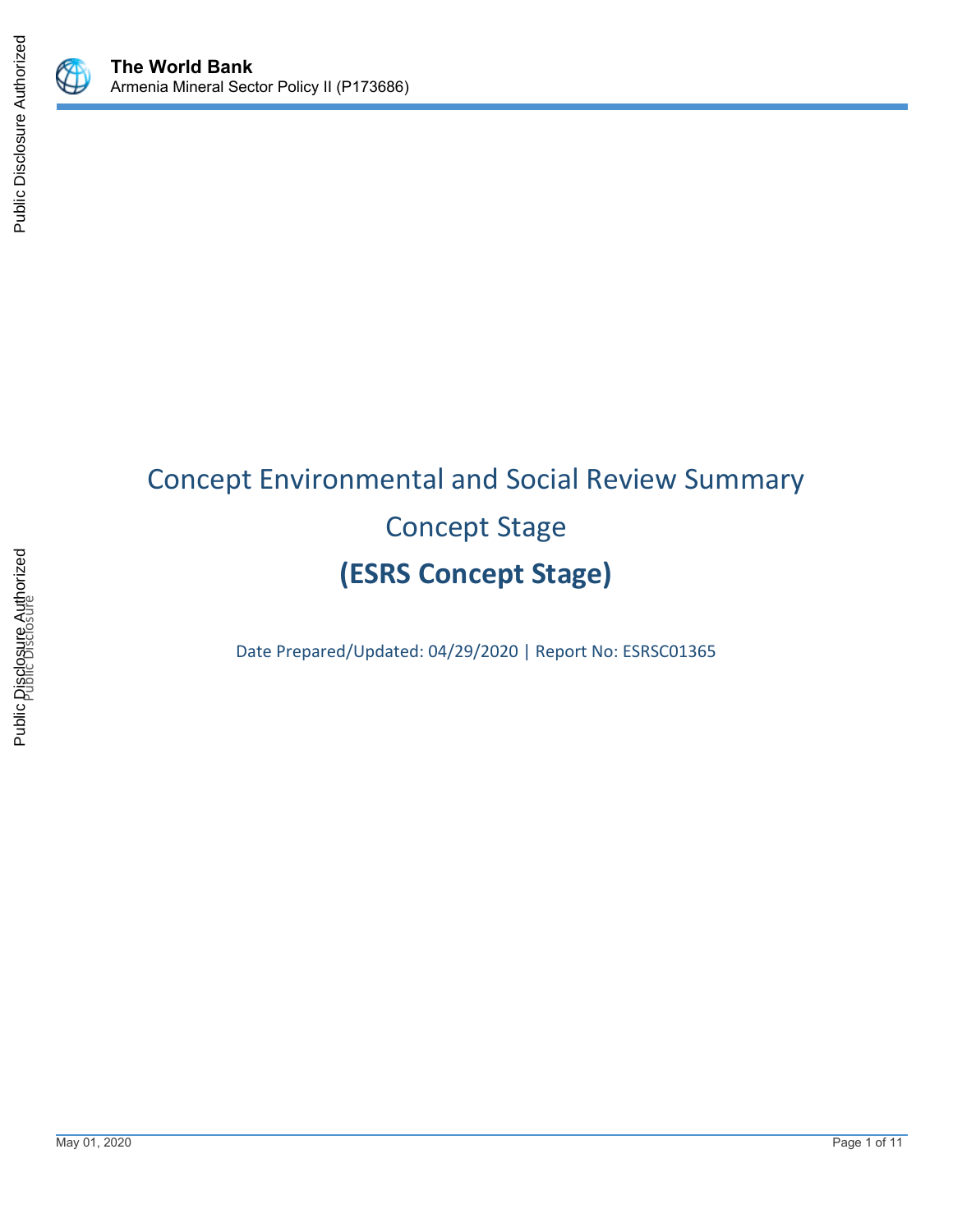# Concept Environmental and Social Review Summary

## Concept Stage

## (ESRS Concept Stage)

Date Prepared/Updated: 04/29/2020 | Report No: ESRSC01365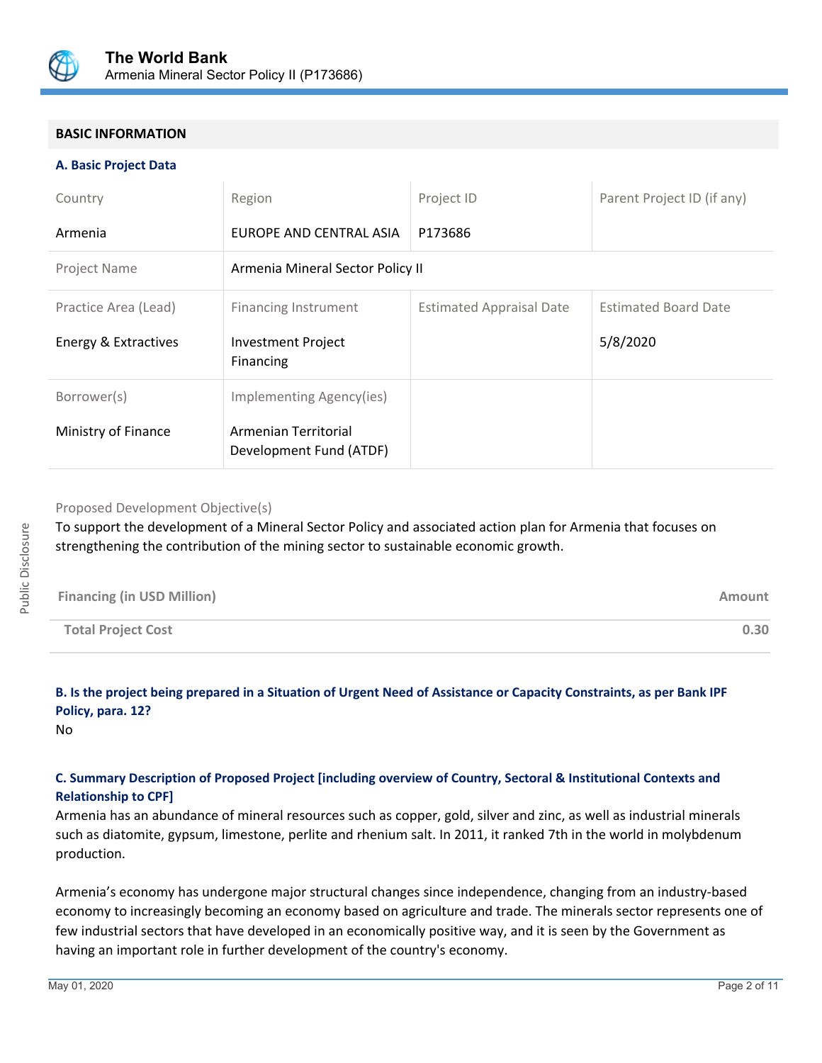## BASIC INFORMATION

### A. Basic Project Data

| Country | Region | Project ID | Parent Project ID (if any) |
|---|---|---|---|
| Armenia | EUROPE AND CENTRAL ASIA | P173686 | |
| Project Name | Armenia Mineral Sector Policy II | | |
| Practice Area (Lead) | Financing Instrument | Estimated Appraisal Date | Estimated Board Date |
| Energy & Extractives | Investment Project Financing | | 5/8/2020 |
| Borrower(s) | Implementing Agency(ies) | | |
| Ministry of Finance | Armenian Territorial Development Fund (ATDF) | | |

Proposed Development Objective(s)

To support the development of a Mineral Sector Policy and associated action plan for Armenia that focuses on strengthening the contribution of the mining sector to sustainable economic growth.

| Financing (in USD Million) | Amount |
|---|---|
| Total Project Cost | 0.30 |

### B. Is the project being prepared in a Situation of Urgent Need of Assistance or Capacity Constraints, as per Bank IPF Policy, para. 12?

No

### C. Summary Description of Proposed Project [including overview of Country, Sectoral & Institutional Contexts and Relationship to CPF]

Armenia has an abundance of mineral resources such as copper, gold, silver and zinc, as well as industrial minerals such as diatomite, gypsum, limestone, perlite and rhenium salt. In 2011, it ranked 7th in the world in molybdenum production.

Armenia's economy has undergone major structural changes since independence, changing from an industry-based economy to increasingly becoming an economy based on agriculture and trade. The minerals sector represents one of few industrial sectors that have developed in an economically positive way, and it is seen by the Government as having an important role in further development of the country's economy.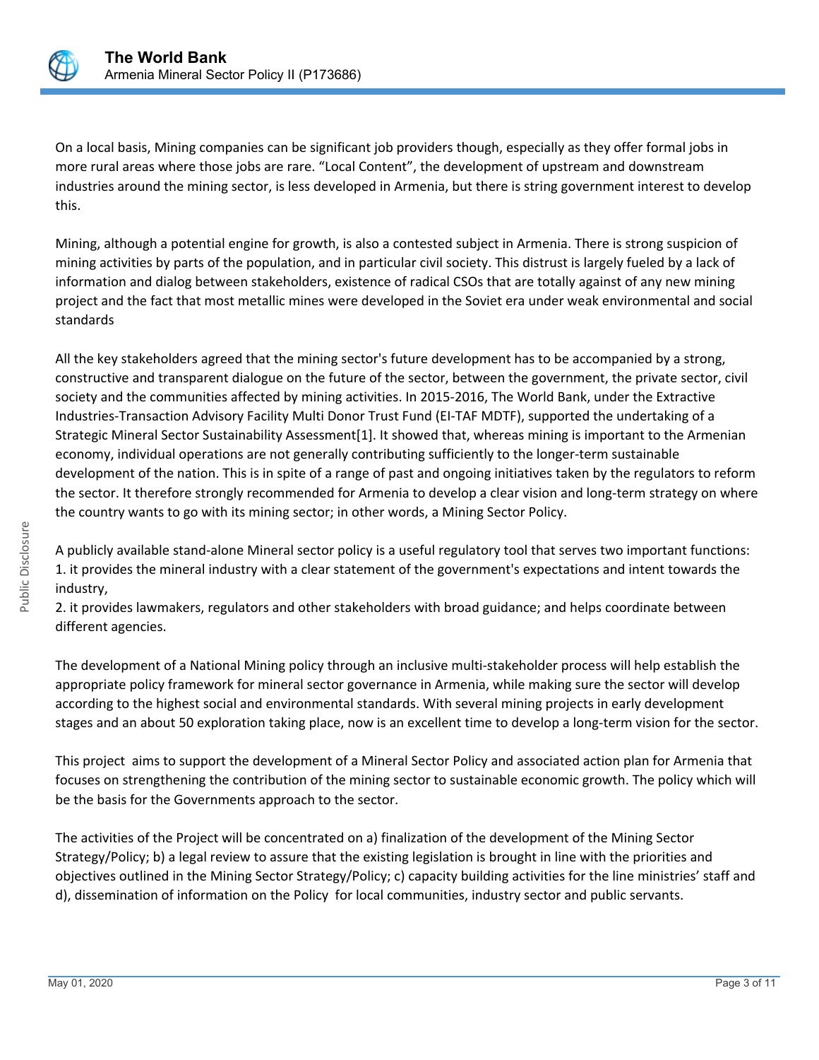On a local basis, Mining companies can be significant job providers though, especially as they offer formal jobs in more rural areas where those jobs are rare. "Local Content", the development of upstream and downstream industries around the mining sector, is less developed in Armenia, but there is string government interest to develop this.

Mining, although a potential engine for growth, is also a contested subject in Armenia. There is strong suspicion of mining activities by parts of the population, and in particular civil society. This distrust is largely fueled by a lack of information and dialog between stakeholders, existence of radical CSOs that are totally against of any new mining project and the fact that most metallic mines were developed in the Soviet era under weak environmental and social standards

All the key stakeholders agreed that the mining sector's future development has to be accompanied by a strong, constructive and transparent dialogue on the future of the sector, between the government, the private sector, civil society and the communities affected by mining activities. In 2015-2016, The World Bank, under the Extractive Industries-Transaction Advisory Facility Multi Donor Trust Fund (EI-TAF MDTF), supported the undertaking of a Strategic Mineral Sector Sustainability Assessment[1]. It showed that, whereas mining is important to the Armenian economy, individual operations are not generally contributing sufficiently to the longer-term sustainable development of the nation. This is in spite of a range of past and ongoing initiatives taken by the regulators to reform the sector. It therefore strongly recommended for Armenia to develop a clear vision and long-term strategy on where the country wants to go with its mining sector; in other words, a Mining Sector Policy.

A publicly available stand-alone Mineral sector policy is a useful regulatory tool that serves two important functions:
1. it provides the mineral industry with a clear statement of the government's expectations and intent towards the industry,
2. it provides lawmakers, regulators and other stakeholders with broad guidance; and helps coordinate between different agencies.

The development of a National Mining policy through an inclusive multi-stakeholder process will help establish the appropriate policy framework for mineral sector governance in Armenia, while making sure the sector will develop according to the highest social and environmental standards. With several mining projects in early development stages and an about 50 exploration taking place, now is an excellent time to develop a long-term vision for the sector.

This project aims to support the development of a Mineral Sector Policy and associated action plan for Armenia that focuses on strengthening the contribution of the mining sector to sustainable economic growth. The policy which will be the basis for the Governments approach to the sector.

The activities of the Project will be concentrated on a) finalization of the development of the Mining Sector Strategy/Policy; b) a legal review to assure that the existing legislation is brought in line with the priorities and objectives outlined in the Mining Sector Strategy/Policy; c) capacity building activities for the line ministries' staff and d), dissemination of information on the Policy for local communities, industry sector and public servants.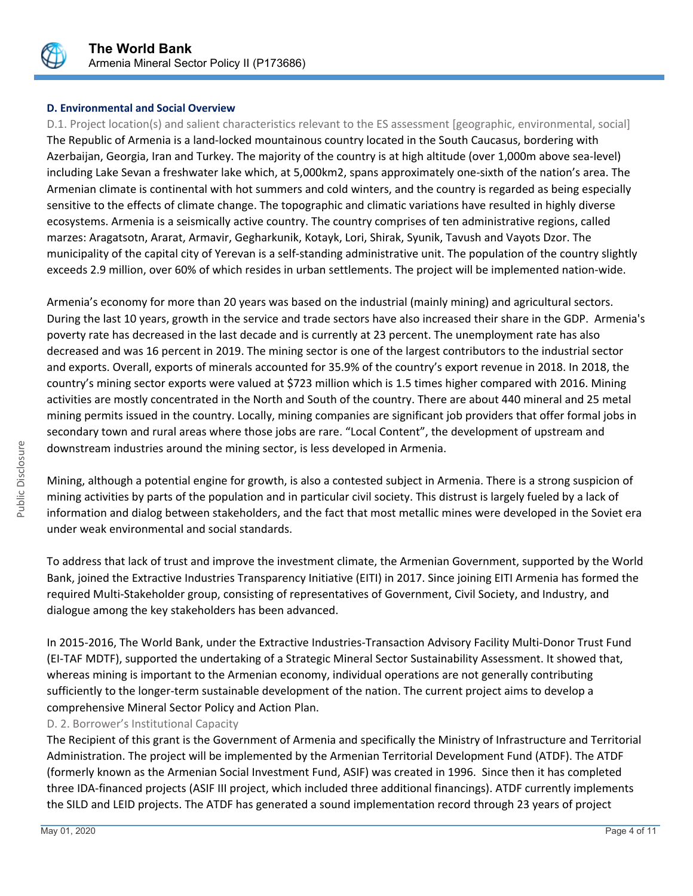### D. Environmental and Social Overview

D.1. Project location(s) and salient characteristics relevant to the ES assessment [geographic, environmental, social]

The Republic of Armenia is a land-locked mountainous country located in the South Caucasus, bordering with Azerbaijan, Georgia, Iran and Turkey. The majority of the country is at high altitude (over 1,000m above sea-level) including Lake Sevan a freshwater lake which, at 5,000km2, spans approximately one-sixth of the nation's area. The Armenian climate is continental with hot summers and cold winters, and the country is regarded as being especially sensitive to the effects of climate change. The topographic and climatic variations have resulted in highly diverse ecosystems. Armenia is a seismically active country. The country comprises of ten administrative regions, called marzes: Aragatsotn, Ararat, Armavir, Gegharkunik, Kotayk, Lori, Shirak, Syunik, Tavush and Vayots Dzor. The municipality of the capital city of Yerevan is a self-standing administrative unit. The population of the country slightly exceeds 2.9 million, over 60% of which resides in urban settlements. The project will be implemented nation-wide.

Armenia's economy for more than 20 years was based on the industrial (mainly mining) and agricultural sectors. During the last 10 years, growth in the service and trade sectors have also increased their share in the GDP. Armenia's poverty rate has decreased in the last decade and is currently at 23 percent. The unemployment rate has also decreased and was 16 percent in 2019. The mining sector is one of the largest contributors to the industrial sector and exports. Overall, exports of minerals accounted for 35.9% of the country's export revenue in 2018. In 2018, the country's mining sector exports were valued at $723 million which is 1.5 times higher compared with 2016. Mining activities are mostly concentrated in the North and South of the country. There are about 440 mineral and 25 metal mining permits issued in the country. Locally, mining companies are significant job providers that offer formal jobs in secondary town and rural areas where those jobs are rare. "Local Content", the development of upstream and downstream industries around the mining sector, is less developed in Armenia.

Mining, although a potential engine for growth, is also a contested subject in Armenia. There is a strong suspicion of mining activities by parts of the population and in particular civil society. This distrust is largely fueled by a lack of information and dialog between stakeholders, and the fact that most metallic mines were developed in the Soviet era under weak environmental and social standards.

To address that lack of trust and improve the investment climate, the Armenian Government, supported by the World Bank, joined the Extractive Industries Transparency Initiative (EITI) in 2017. Since joining EITI Armenia has formed the required Multi-Stakeholder group, consisting of representatives of Government, Civil Society, and Industry, and dialogue among the key stakeholders has been advanced.

In 2015-2016, The World Bank, under the Extractive Industries-Transaction Advisory Facility Multi-Donor Trust Fund (EI-TAF MDTF), supported the undertaking of a Strategic Mineral Sector Sustainability Assessment. It showed that, whereas mining is important to the Armenian economy, individual operations are not generally contributing sufficiently to the longer-term sustainable development of the nation. The current project aims to develop a comprehensive Mineral Sector Policy and Action Plan.

D. 2. Borrower's Institutional Capacity

The Recipient of this grant is the Government of Armenia and specifically the Ministry of Infrastructure and Territorial Administration. The project will be implemented by the Armenian Territorial Development Fund (ATDF). The ATDF (formerly known as the Armenian Social Investment Fund, ASIF) was created in 1996. Since then it has completed three IDA-financed projects (ASIF III project, which included three additional financings). ATDF currently implements the SILD and LEID projects. The ATDF has generated a sound implementation record through 23 years of project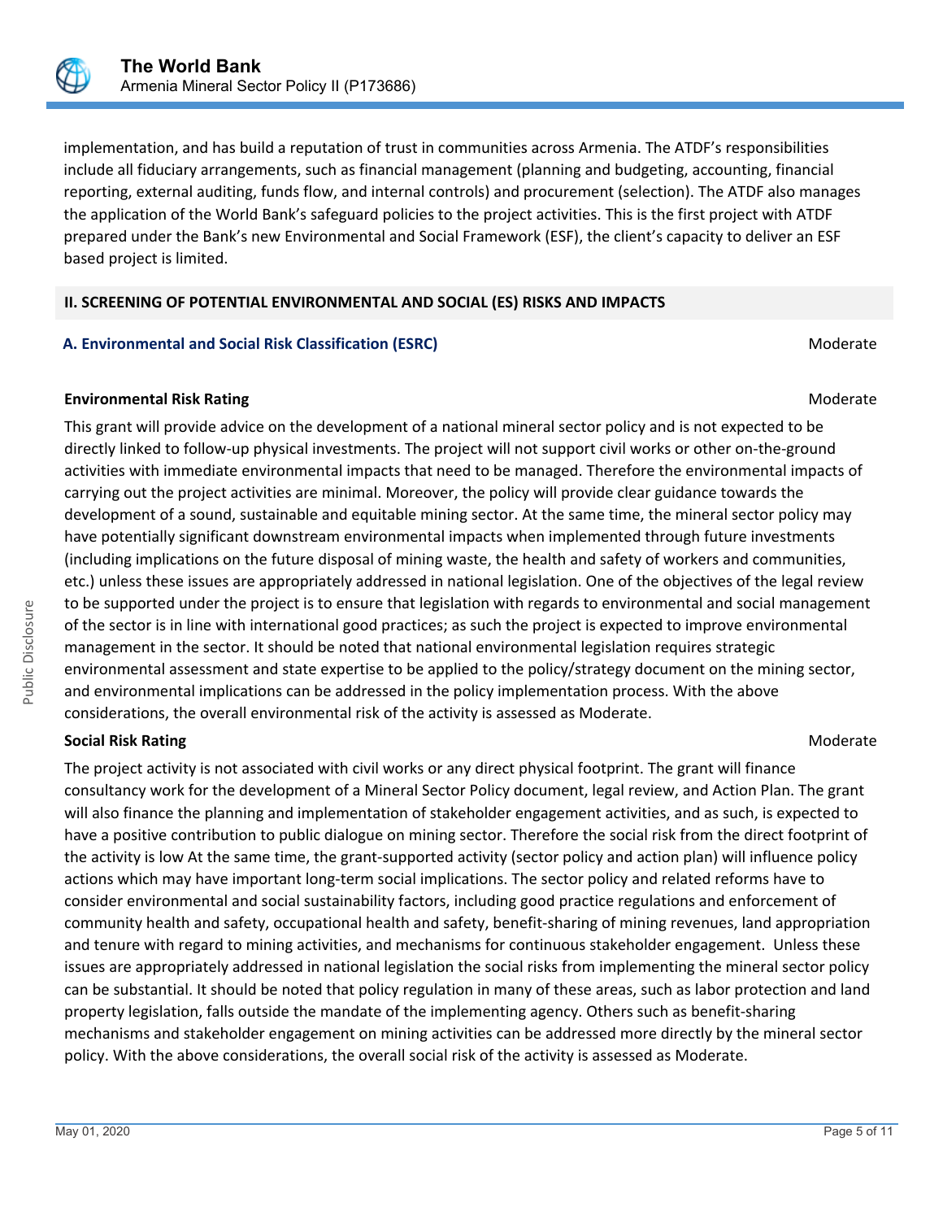implementation, and has build a reputation of trust in communities across Armenia. The ATDF's responsibilities include all fiduciary arrangements, such as financial management (planning and budgeting, accounting, financial reporting, external auditing, funds flow, and internal controls) and procurement (selection). The ATDF also manages the application of the World Bank's safeguard policies to the project activities. This is the first project with ATDF prepared under the Bank's new Environmental and Social Framework (ESF), the client's capacity to deliver an ESF based project is limited.

## II. SCREENING OF POTENTIAL ENVIRONMENTAL AND SOCIAL (ES) RISKS AND IMPACTS

### A. Environmental and Social Risk Classification (ESRC) — Moderate

**Environmental Risk Rating** — Moderate

This grant will provide advice on the development of a national mineral sector policy and is not expected to be directly linked to follow-up physical investments. The project will not support civil works or other on-the-ground activities with immediate environmental impacts that need to be managed. Therefore the environmental impacts of carrying out the project activities are minimal. Moreover, the policy will provide clear guidance towards the development of a sound, sustainable and equitable mining sector. At the same time, the mineral sector policy may have potentially significant downstream environmental impacts when implemented through future investments (including implications on the future disposal of mining waste, the health and safety of workers and communities, etc.) unless these issues are appropriately addressed in national legislation. One of the objectives of the legal review to be supported under the project is to ensure that legislation with regards to environmental and social management of the sector is in line with international good practices; as such the project is expected to improve environmental management in the sector. It should be noted that national environmental legislation requires strategic environmental assessment and state expertise to be applied to the policy/strategy document on the mining sector, and environmental implications can be addressed in the policy implementation process. With the above considerations, the overall environmental risk of the activity is assessed as Moderate.

**Social Risk Rating** — Moderate

The project activity is not associated with civil works or any direct physical footprint. The grant will finance consultancy work for the development of a Mineral Sector Policy document, legal review, and Action Plan. The grant will also finance the planning and implementation of stakeholder engagement activities, and as such, is expected to have a positive contribution to public dialogue on mining sector. Therefore the social risk from the direct footprint of the activity is low At the same time, the grant-supported activity (sector policy and action plan) will influence policy actions which may have important long-term social implications. The sector policy and related reforms have to consider environmental and social sustainability factors, including good practice regulations and enforcement of community health and safety, occupational health and safety, benefit-sharing of mining revenues, land appropriation and tenure with regard to mining activities, and mechanisms for continuous stakeholder engagement. Unless these issues are appropriately addressed in national legislation the social risks from implementing the mineral sector policy can be substantial. It should be noted that policy regulation in many of these areas, such as labor protection and land property legislation, falls outside the mandate of the implementing agency. Others such as benefit-sharing mechanisms and stakeholder engagement on mining activities can be addressed more directly by the mineral sector policy. With the above considerations, the overall social risk of the activity is assessed as Moderate.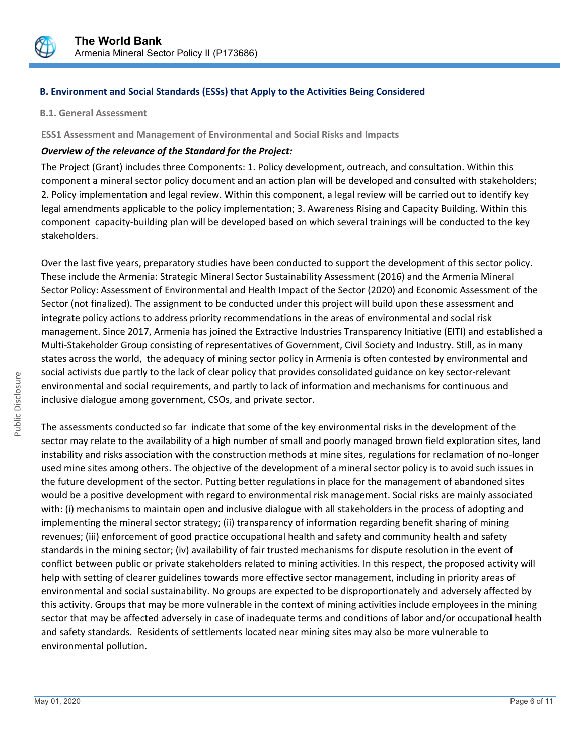### B. Environment and Social Standards (ESSs) that Apply to the Activities Being Considered

#### B.1. General Assessment

**ESS1 Assessment and Management of Environmental and Social Risks and Impacts**

***Overview of the relevance of the Standard for the Project:***

The Project (Grant) includes three Components: 1. Policy development, outreach, and consultation. Within this component a mineral sector policy document and an action plan will be developed and consulted with stakeholders; 2. Policy implementation and legal review. Within this component, a legal review will be carried out to identify key legal amendments applicable to the policy implementation; 3. Awareness Rising and Capacity Building. Within this component capacity-building plan will be developed based on which several trainings will be conducted to the key stakeholders.

Over the last five years, preparatory studies have been conducted to support the development of this sector policy. These include the Armenia: Strategic Mineral Sector Sustainability Assessment (2016) and the Armenia Mineral Sector Policy: Assessment of Environmental and Health Impact of the Sector (2020) and Economic Assessment of the Sector (not finalized). The assignment to be conducted under this project will build upon these assessment and integrate policy actions to address priority recommendations in the areas of environmental and social risk management. Since 2017, Armenia has joined the Extractive Industries Transparency Initiative (EITI) and established a Multi-Stakeholder Group consisting of representatives of Government, Civil Society and Industry. Still, as in many states across the world, the adequacy of mining sector policy in Armenia is often contested by environmental and social activists due partly to the lack of clear policy that provides consolidated guidance on key sector-relevant environmental and social requirements, and partly to lack of information and mechanisms for continuous and inclusive dialogue among government, CSOs, and private sector.

The assessments conducted so far indicate that some of the key environmental risks in the development of the sector may relate to the availability of a high number of small and poorly managed brown field exploration sites, land instability and risks association with the construction methods at mine sites, regulations for reclamation of no-longer used mine sites among others. The objective of the development of a mineral sector policy is to avoid such issues in the future development of the sector. Putting better regulations in place for the management of abandoned sites would be a positive development with regard to environmental risk management. Social risks are mainly associated with: (i) mechanisms to maintain open and inclusive dialogue with all stakeholders in the process of adopting and implementing the mineral sector strategy; (ii) transparency of information regarding benefit sharing of mining revenues; (iii) enforcement of good practice occupational health and safety and community health and safety standards in the mining sector; (iv) availability of fair trusted mechanisms for dispute resolution in the event of conflict between public or private stakeholders related to mining activities. In this respect, the proposed activity will help with setting of clearer guidelines towards more effective sector management, including in priority areas of environmental and social sustainability. No groups are expected to be disproportionately and adversely affected by this activity. Groups that may be more vulnerable in the context of mining activities include employees in the mining sector that may be affected adversely in case of inadequate terms and conditions of labor and/or occupational health and safety standards. Residents of settlements located near mining sites may also be more vulnerable to environmental pollution.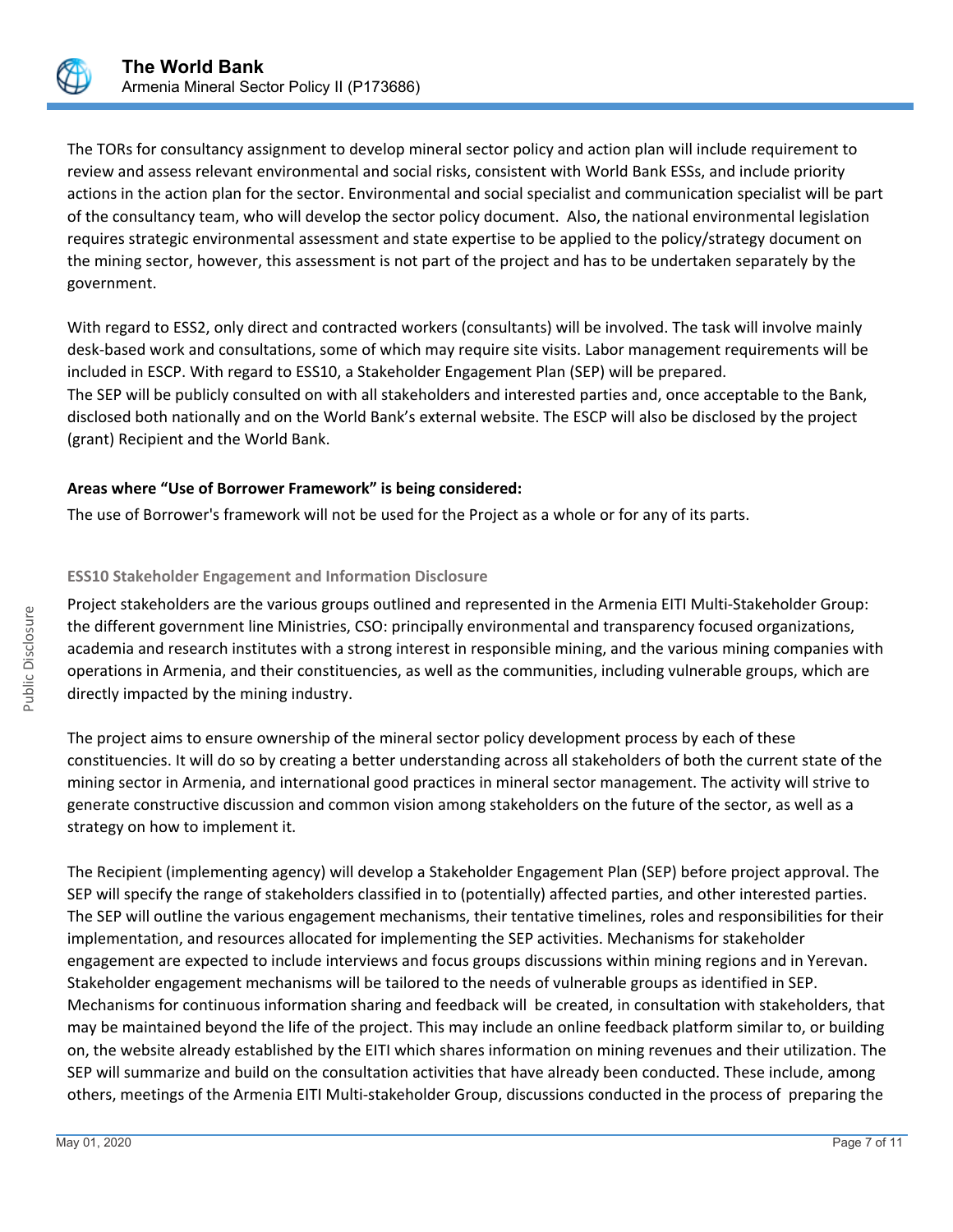The TORs for consultancy assignment to develop mineral sector policy and action plan will include requirement to review and assess relevant environmental and social risks, consistent with World Bank ESSs, and include priority actions in the action plan for the sector. Environmental and social specialist and communication specialist will be part of the consultancy team, who will develop the sector policy document. Also, the national environmental legislation requires strategic environmental assessment and state expertise to be applied to the policy/strategy document on the mining sector, however, this assessment is not part of the project and has to be undertaken separately by the government.

With regard to ESS2, only direct and contracted workers (consultants) will be involved. The task will involve mainly desk-based work and consultations, some of which may require site visits. Labor management requirements will be included in ESCP. With regard to ESS10, a Stakeholder Engagement Plan (SEP) will be prepared.
The SEP will be publicly consulted on with all stakeholders and interested parties and, once acceptable to the Bank, disclosed both nationally and on the World Bank's external website. The ESCP will also be disclosed by the project (grant) Recipient and the World Bank.

**Areas where "Use of Borrower Framework" is being considered:**

The use of Borrower's framework will not be used for the Project as a whole or for any of its parts.

### ESS10 Stakeholder Engagement and Information Disclosure

Project stakeholders are the various groups outlined and represented in the Armenia EITI Multi-Stakeholder Group: the different government line Ministries, CSO: principally environmental and transparency focused organizations, academia and research institutes with a strong interest in responsible mining, and the various mining companies with operations in Armenia, and their constituencies, as well as the communities, including vulnerable groups, which are directly impacted by the mining industry.

The project aims to ensure ownership of the mineral sector policy development process by each of these constituencies. It will do so by creating a better understanding across all stakeholders of both the current state of the mining sector in Armenia, and international good practices in mineral sector management. The activity will strive to generate constructive discussion and common vision among stakeholders on the future of the sector, as well as a strategy on how to implement it.

The Recipient (implementing agency) will develop a Stakeholder Engagement Plan (SEP) before project approval. The SEP will specify the range of stakeholders classified in to (potentially) affected parties, and other interested parties. The SEP will outline the various engagement mechanisms, their tentative timelines, roles and responsibilities for their implementation, and resources allocated for implementing the SEP activities. Mechanisms for stakeholder engagement are expected to include interviews and focus groups discussions within mining regions and in Yerevan. Stakeholder engagement mechanisms will be tailored to the needs of vulnerable groups as identified in SEP. Mechanisms for continuous information sharing and feedback will be created, in consultation with stakeholders, that may be maintained beyond the life of the project. This may include an online feedback platform similar to, or building on, the website already established by the EITI which shares information on mining revenues and their utilization. The SEP will summarize and build on the consultation activities that have already been conducted. These include, among others, meetings of the Armenia EITI Multi-stakeholder Group, discussions conducted in the process of preparing the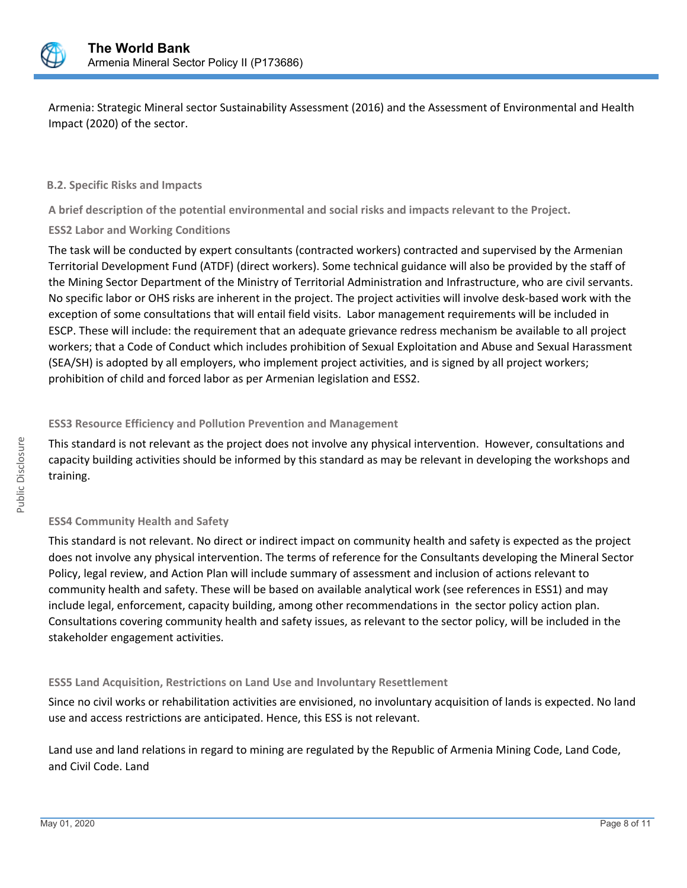Armenia: Strategic Mineral sector Sustainability Assessment (2016) and the Assessment of Environmental and Health Impact (2020) of the sector.

### B.2. Specific Risks and Impacts

**A brief description of the potential environmental and social risks and impacts relevant to the Project.**

**ESS2 Labor and Working Conditions**

The task will be conducted by expert consultants (contracted workers) contracted and supervised by the Armenian Territorial Development Fund (ATDF) (direct workers). Some technical guidance will also be provided by the staff of the Mining Sector Department of the Ministry of Territorial Administration and Infrastructure, who are civil servants. No specific labor or OHS risks are inherent in the project. The project activities will involve desk-based work with the exception of some consultations that will entail field visits. Labor management requirements will be included in ESCP. These will include: the requirement that an adequate grievance redress mechanism be available to all project workers; that a Code of Conduct which includes prohibition of Sexual Exploitation and Abuse and Sexual Harassment (SEA/SH) is adopted by all employers, who implement project activities, and is signed by all project workers; prohibition of child and forced labor as per Armenian legislation and ESS2.

**ESS3 Resource Efficiency and Pollution Prevention and Management**

This standard is not relevant as the project does not involve any physical intervention. However, consultations and capacity building activities should be informed by this standard as may be relevant in developing the workshops and training.

**ESS4 Community Health and Safety**

This standard is not relevant. No direct or indirect impact on community health and safety is expected as the project does not involve any physical intervention. The terms of reference for the Consultants developing the Mineral Sector Policy, legal review, and Action Plan will include summary of assessment and inclusion of actions relevant to community health and safety. These will be based on available analytical work (see references in ESS1) and may include legal, enforcement, capacity building, among other recommendations in the sector policy action plan. Consultations covering community health and safety issues, as relevant to the sector policy, will be included in the stakeholder engagement activities.

**ESS5 Land Acquisition, Restrictions on Land Use and Involuntary Resettlement**

Since no civil works or rehabilitation activities are envisioned, no involuntary acquisition of lands is expected. No land use and access restrictions are anticipated. Hence, this ESS is not relevant.

Land use and land relations in regard to mining are regulated by the Republic of Armenia Mining Code, Land Code, and Civil Code. Land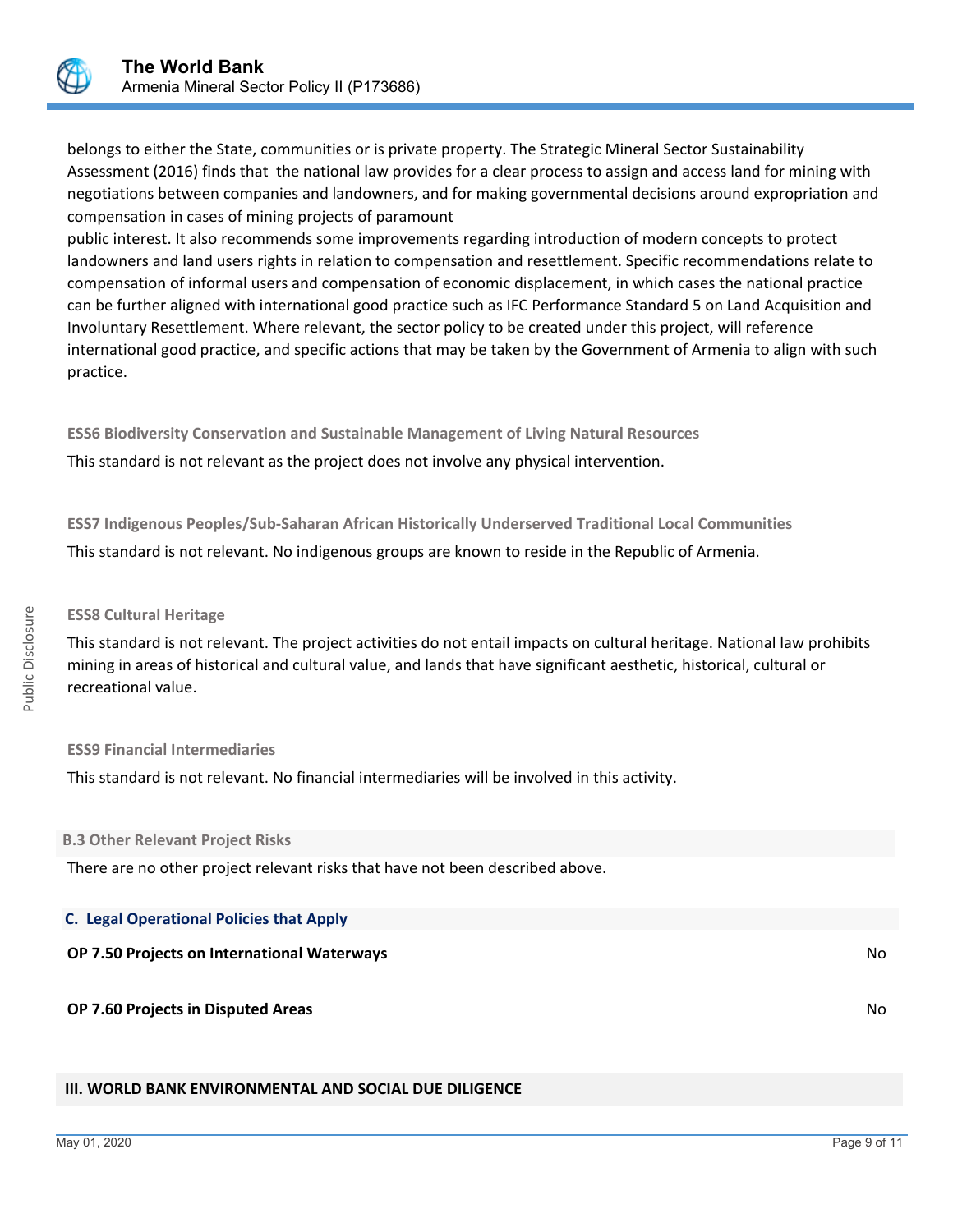belongs to either the State, communities or is private property. The Strategic Mineral Sector Sustainability Assessment (2016) finds that the national law provides for a clear process to assign and access land for mining with negotiations between companies and landowners, and for making governmental decisions around expropriation and compensation in cases of mining projects of paramount public interest. It also recommends some improvements regarding introduction of modern concepts to protect landowners and land users rights in relation to compensation and resettlement. Specific recommendations relate to compensation of informal users and compensation of economic displacement, in which cases the national practice can be further aligned with international good practice such as IFC Performance Standard 5 on Land Acquisition and Involuntary Resettlement. Where relevant, the sector policy to be created under this project, will reference international good practice, and specific actions that may be taken by the Government of Armenia to align with such practice.

**ESS6 Biodiversity Conservation and Sustainable Management of Living Natural Resources**

This standard is not relevant as the project does not involve any physical intervention.

**ESS7 Indigenous Peoples/Sub-Saharan African Historically Underserved Traditional Local Communities**

This standard is not relevant. No indigenous groups are known to reside in the Republic of Armenia.

**ESS8 Cultural Heritage**

This standard is not relevant. The project activities do not entail impacts on cultural heritage. National law prohibits mining in areas of historical and cultural value, and lands that have significant aesthetic, historical, cultural or recreational value.

**ESS9 Financial Intermediaries**

This standard is not relevant. No financial intermediaries will be involved in this activity.

### B.3 Other Relevant Project Risks

There are no other project relevant risks that have not been described above.

### C. Legal Operational Policies that Apply

| | |
|---|---|
| **OP 7.50 Projects on International Waterways** | No |
| **OP 7.60 Projects in Disputed Areas** | No |

## III. WORLD BANK ENVIRONMENTAL AND SOCIAL DUE DILIGENCE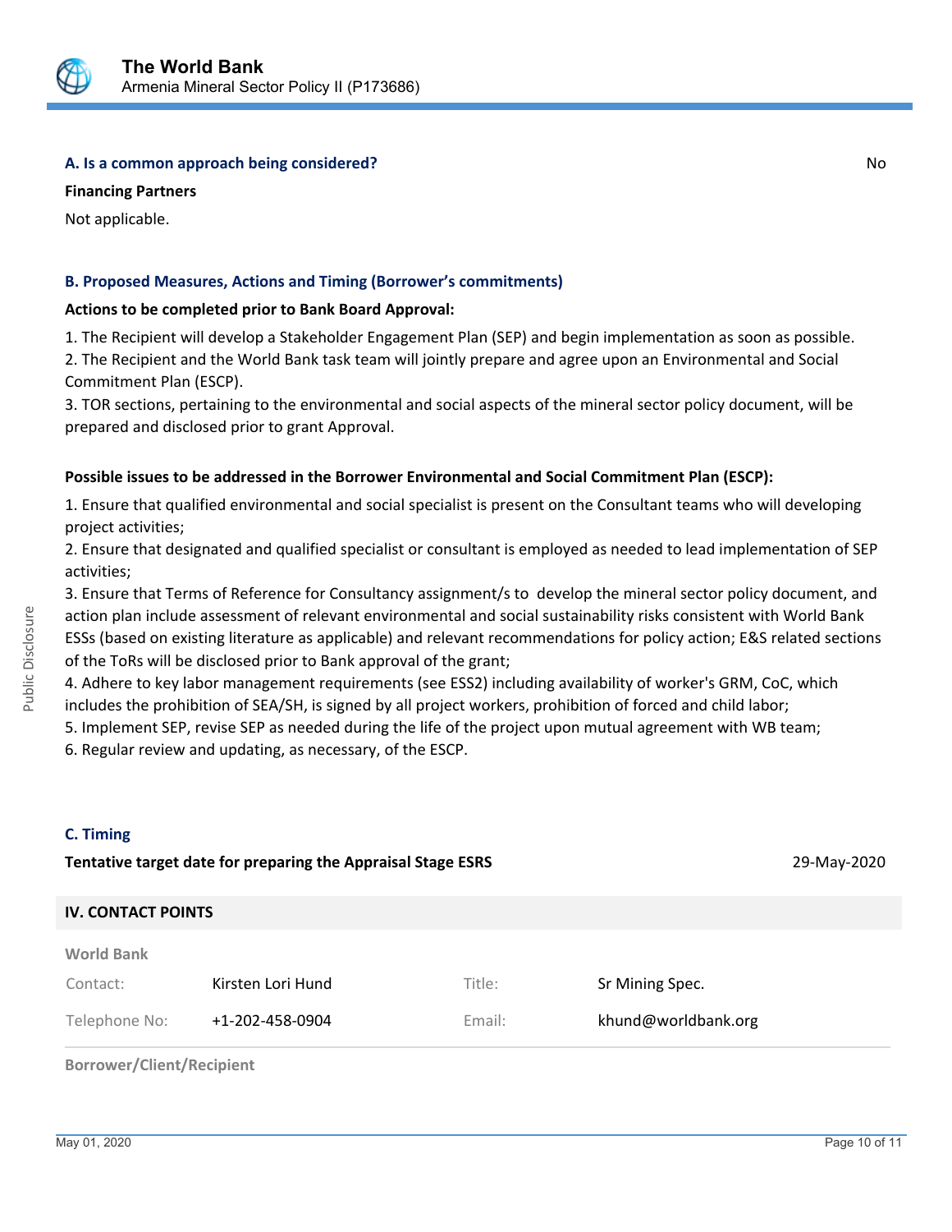### A. Is a common approach being considered?

No

**Financing Partners**

Not applicable.

### B. Proposed Measures, Actions and Timing (Borrower's commitments)

**Actions to be completed prior to Bank Board Approval:**

1. The Recipient will develop a Stakeholder Engagement Plan (SEP) and begin implementation as soon as possible.
2. The Recipient and the World Bank task team will jointly prepare and agree upon an Environmental and Social Commitment Plan (ESCP).
3. TOR sections, pertaining to the environmental and social aspects of the mineral sector policy document, will be prepared and disclosed prior to grant Approval.

**Possible issues to be addressed in the Borrower Environmental and Social Commitment Plan (ESCP):**

1. Ensure that qualified environmental and social specialist is present on the Consultant teams who will developing project activities;
2. Ensure that designated and qualified specialist or consultant is employed as needed to lead implementation of SEP activities;
3. Ensure that Terms of Reference for Consultancy assignment/s to develop the mineral sector policy document, and action plan include assessment of relevant environmental and social sustainability risks consistent with World Bank ESSs (based on existing literature as applicable) and relevant recommendations for policy action; E&S related sections of the ToRs will be disclosed prior to Bank approval of the grant;
4. Adhere to key labor management requirements (see ESS2) including availability of worker's GRM, CoC, which includes the prohibition of SEA/SH, is signed by all project workers, prohibition of forced and child labor;
5. Implement SEP, revise SEP as needed during the life of the project upon mutual agreement with WB team;
6. Regular review and updating, as necessary, of the ESCP.

### C. Timing

**Tentative target date for preparing the Appraisal Stage ESRS** 29-May-2020

## IV. CONTACT POINTS

**World Bank**

| Contact: | Kirsten Lori Hund | Title: | Sr Mining Spec. |
|---|---|---|---|
| Telephone No: | +1-202-458-0904 | Email: | khund@worldbank.org |

**Borrower/Client/Recipient**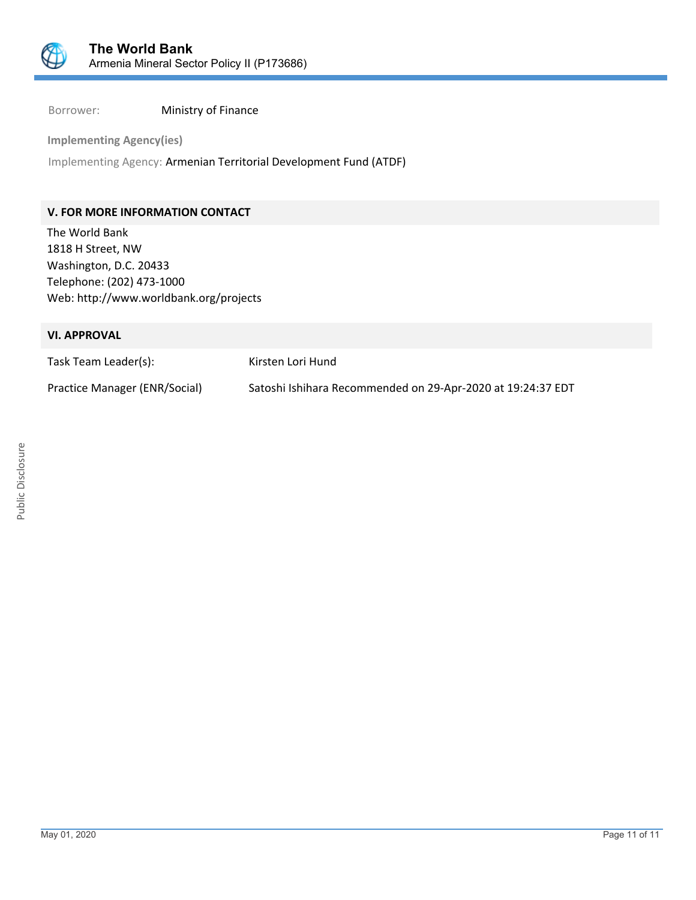Borrower: Ministry of Finance

**Implementing Agency(ies)**

Implementing Agency: Armenian Territorial Development Fund (ATDF)

## V. FOR MORE INFORMATION CONTACT

The World Bank
1818 H Street, NW
Washington, D.C. 20433
Telephone: (202) 473-1000
Web: http://www.worldbank.org/projects

## VI. APPROVAL

| | |
|---|---|
| Task Team Leader(s): | Kirsten Lori Hund |
| Practice Manager (ENR/Social) | Satoshi Ishihara Recommended on 29-Apr-2020 at 19:24:37 EDT |